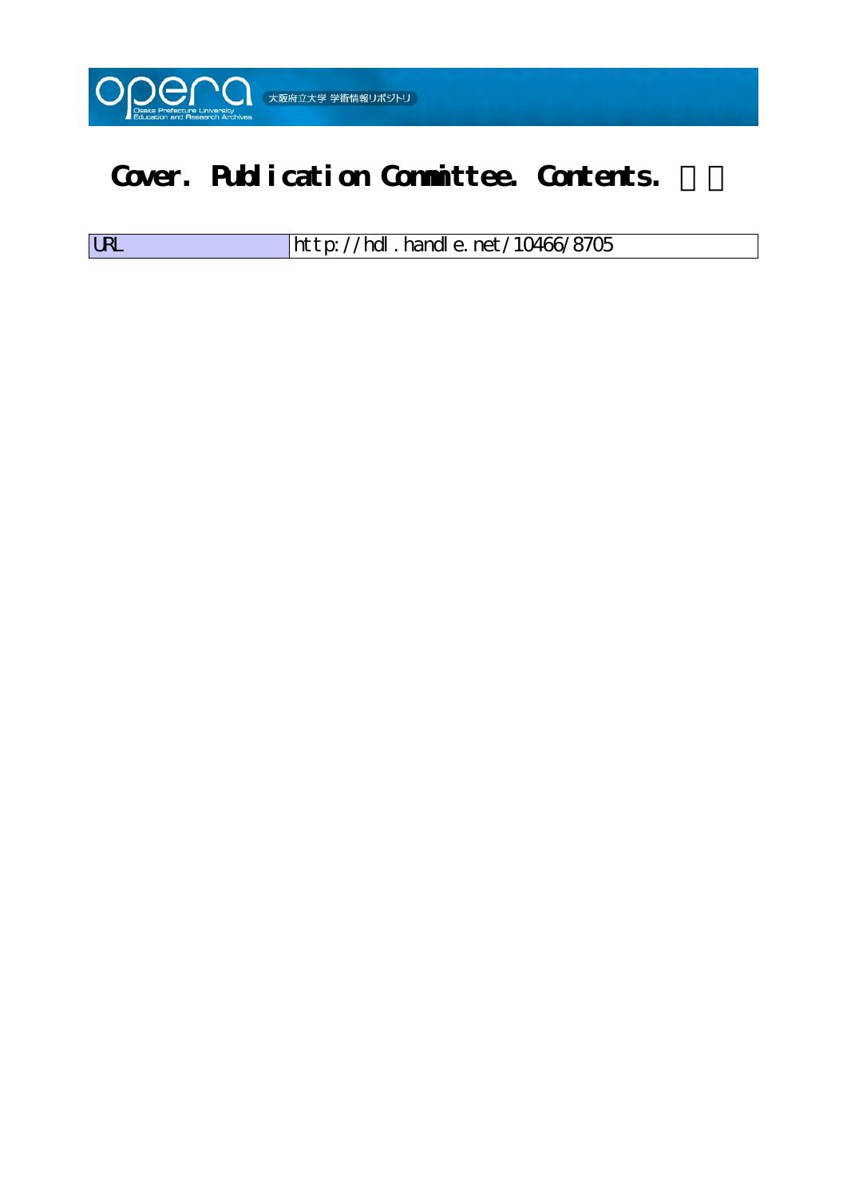# Cover. Publication Committee. Contents.

| URL | http://hdl.handle.net/10466/8705 |
| --- | --- |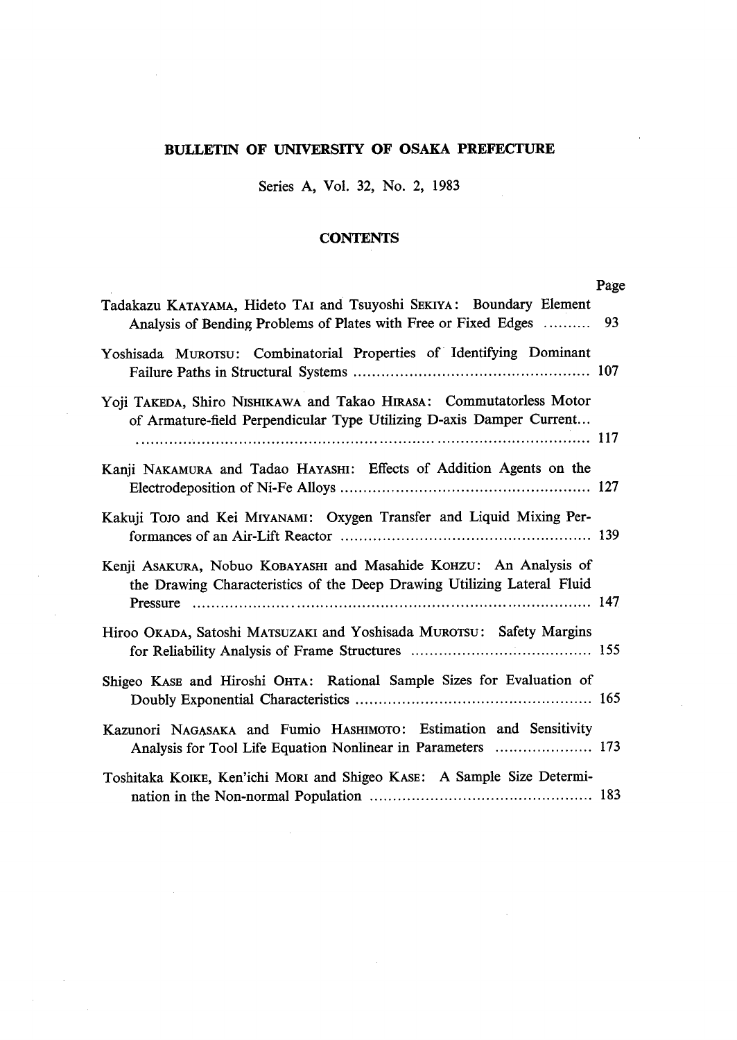**BULLETIN OF UNIVERSITY OF OSAKA PREFECTURE**

Series A, Vol. 32, No. 2, 1983

## CONTENTS

| | Page |
|---|---|
| Tadakazu KATAYAMA, Hideto TAI and Tsuyoshi SEKIYA: Boundary Element Analysis of Bending Problems of Plates with Free or Fixed Edges .......... | 93 |
| Yoshisada MUROTSU: Combinatorial Properties of Identifying Dominant Failure Paths in Structural Systems .................................................. | 107 |
| Yoji TAKEDA, Shiro NISHIKAWA and Takao HIRASA: Commutatorless Motor of Armature-field Perpendicular Type Utilizing D-axis Damper Current... ............................................................................................ | 117 |
| Kanji NAKAMURA and Tadao HAYASHI: Effects of Addition Agents on the Electrodeposition of Ni-Fe Alloys ..................................................... | 127 |
| Kakuji TOJO and Kei MIYANAMI: Oxygen Transfer and Liquid Mixing Performances of an Air-Lift Reactor ..................................................... | 139 |
| Kenji ASAKURA, Nobuo KOBAYASHI and Masahide KOHZU: An Analysis of the Drawing Characteristics of the Deep Drawing Utilizing Lateral Fluid Pressure ............................................................................... | 147 |
| Hiroo OKADA, Satoshi MATSUZAKI and Yoshisada MUROTSU: Safety Margins for Reliability Analysis of Frame Structures ...................................... | 155 |
| Shigeo KASE and Hiroshi OHTA: Rational Sample Sizes for Evaluation of Doubly Exponential Characteristics .................................................. | 165 |
| Kazunori NAGASAKA and Fumio HASHIMOTO: Estimation and Sensitivity Analysis for Tool Life Equation Nonlinear in Parameters ..................... | 173 |
| Toshitaka KOIKE, Ken'ichi MORI and Shigeo KASE: A Sample Size Determination in the Non-normal Population ................................................ | 183 |